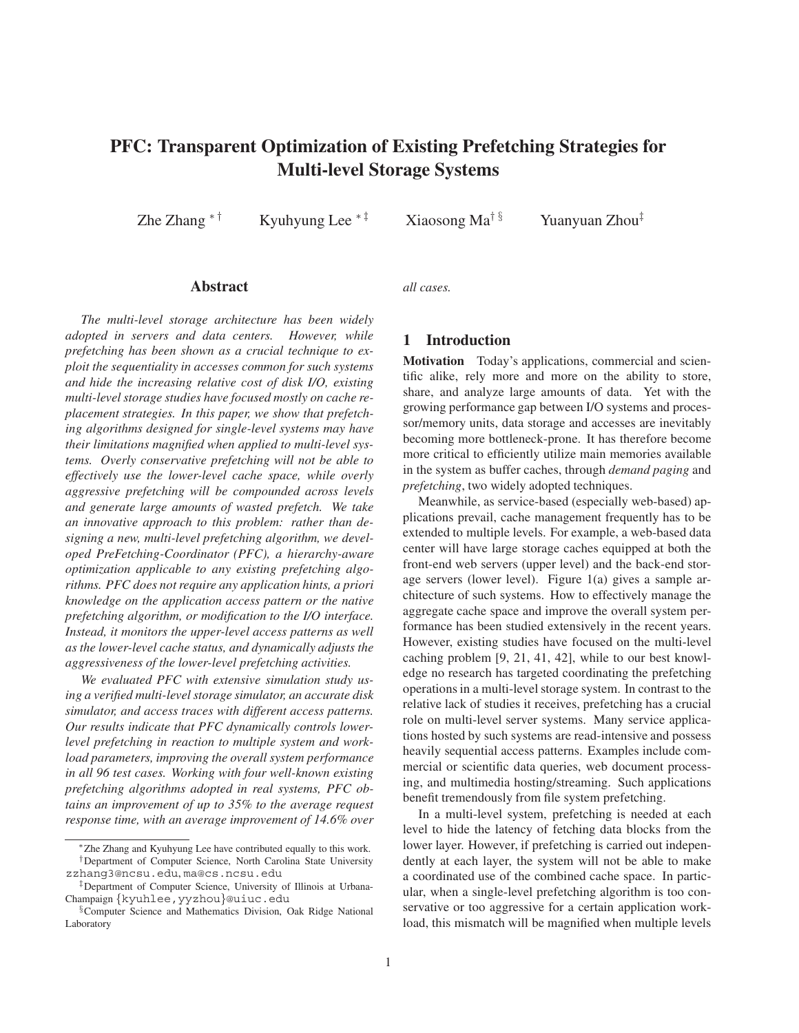# PFC: Transparent Optimization of Existing Prefetching Strategies for Multi-level Storage Systems

Zhe Zhang [*] [†] Kyuhyung Lee [*] [‡] Xiaosong Ma [†] [§] Yuanyuan Zhou [‡]

## Abstract

*The multi-level storage architecture has been widely adopted in servers and data centers. However, while prefetching has been shown as a crucial technique to exploit the sequentiality in accesses common for such systems and hide the increasing relative cost of disk I/O, existing multi-level storage studies have focused mostly on cache replacement strategies. In this paper, we show that prefetching algorithms designed for single-level systems may have their limitations magnified when applied to multi-level systems. Overly conservative prefetching will not be able to effectively use the lower-level cache space, while overly aggressive prefetching will be compounded across levels and generate large amounts of wasted prefetch. We take an innovative approach to this problem: rather than designing a new, multi-level prefetching algorithm, we developed PreFetching-Coordinator (PFC), a hierarchy-aware optimization applicable to any existing prefetching algorithms. PFC does not require any application hints, a priori knowledge on the application access pattern or the native prefetching algorithm, or modification to the I/O interface. Instead, it monitors the upper-level access patterns as well as the lower-level cache status, and dynamically adjusts the aggressiveness of the lower-level prefetching activities.*

*We evaluated PFC with extensive simulation study using a verified multi-level storage simulator, an accurate disk simulator, and access traces with different access patterns. Our results indicate that PFC dynamically controls lower-level prefetching in reaction to multiple system and workload parameters, improving the overall system performance in all 96 test cases. Working with four well-known existing prefetching algorithms adopted in real systems, PFC obtains an improvement of up to 35% to the average request response time, with an average improvement of 14.6% over all cases.*

[*] Zhe Zhang and Kyuhyung Lee have contributed equally to this work.

[†] Department of Computer Science, North Carolina State University zzhang3@ncsu.edu, ma@cs.ncsu.edu

[‡] Department of Computer Science, University of Illinois at Urbana-Champaign {kyuhlee,yyzhou}@uiuc.edu

[§] Computer Science and Mathematics Division, Oak Ridge National Laboratory

## 1 Introduction

**Motivation** Today's applications, commercial and scientific alike, rely more and more on the ability to store, share, and analyze large amounts of data. Yet with the growing performance gap between I/O systems and processor/memory units, data storage and accesses are inevitably becoming more bottleneck-prone. It has therefore become more critical to efficiently utilize main memories available in the system as buffer caches, through *demand paging* and *prefetching*, two widely adopted techniques.

Meanwhile, as service-based (especially web-based) applications prevail, cache management frequently has to be extended to multiple levels. For example, a web-based data center will have large storage caches equipped at both the front-end web servers (upper level) and the back-end storage servers (lower level). Figure 1(a) gives a sample architecture of such systems. How to effectively manage the aggregate cache space and improve the overall system performance has been studied extensively in the recent years. However, existing studies have focused on the multi-level caching problem [9, 21, 41, 42], while to our best knowledge no research has targeted coordinating the prefetching operations in a multi-level storage system. In contrast to the relative lack of studies it receives, prefetching has a crucial role on multi-level server systems. Many service applications hosted by such systems are read-intensive and possess heavily sequential access patterns. Examples include commercial or scientific data queries, web document processing, and multimedia hosting/streaming. Such applications benefit tremendously from file system prefetching.

In a multi-level system, prefetching is needed at each level to hide the latency of fetching data blocks from the lower layer. However, if prefetching is carried out independently at each layer, the system will not be able to make a coordinated use of the combined cache space. In particular, when a single-level prefetching algorithm is too conservative or too aggressive for a certain application workload, this mismatch will be magnified when multiple levels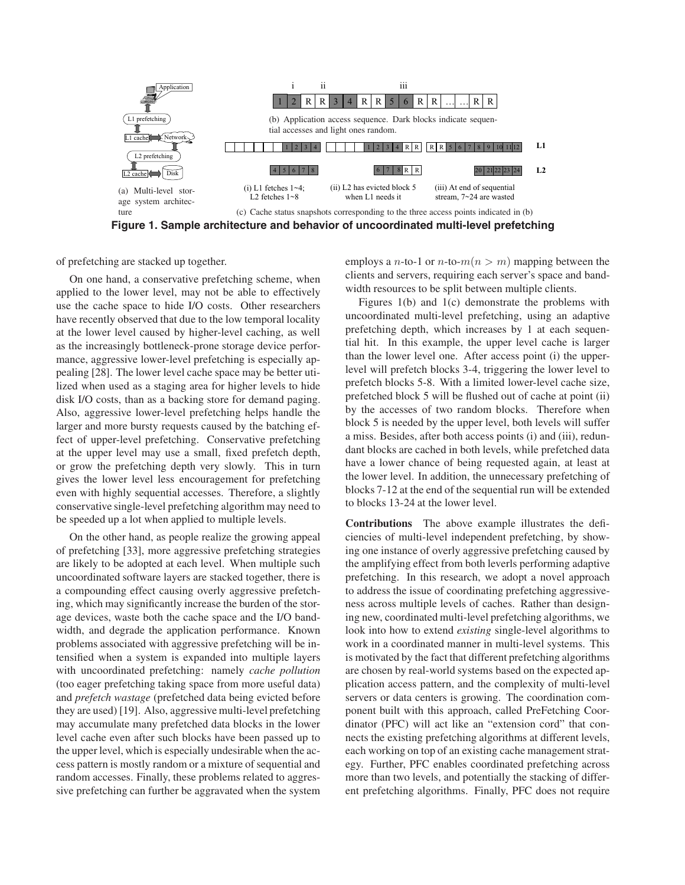(a) Multi-level storage system architecture

(b) Application access sequence. Dark blocks indicate sequential accesses and light ones random.

(i) L1 fetches 1~4; L2 fetches 1~8

(ii) L2 has evicted block 5 when L1 needs it

(iii) At end of sequential stream, 7~24 are wasted

(c) Cache status snapshots corresponding to the three access points indicated in (b)

**Figure 1. Sample architecture and behavior of uncoordinated multi-level prefetching**

of prefetching are stacked up together.

On one hand, a conservative prefetching scheme, when applied to the lower level, may not be able to effectively use the cache space to hide I/O costs. Other researchers have recently observed that due to the low temporal locality at the lower level caused by higher-level caching, as well as the increasingly bottleneck-prone storage device performance, aggressive lower-level prefetching is especially appealing [28]. The lower level cache space may be better utilized when used as a staging area for higher levels to hide disk I/O costs, than as a backing store for demand paging. Also, aggressive lower-level prefetching helps handle the larger and more bursty requests caused by the batching effect of upper-level prefetching. Conservative prefetching at the upper level may use a small, fixed prefetch depth, or grow the prefetching depth very slowly. This in turn gives the lower level less encouragement for prefetching even with highly sequential accesses. Therefore, a slightly conservative single-level prefetching algorithm may need to be speeded up a lot when applied to multiple levels.

On the other hand, as people realize the growing appeal of prefetching [33], more aggressive prefetching strategies are likely to be adopted at each level. When multiple such uncoordinated software layers are stacked together, there is a compounding effect causing overly aggressive prefetching, which may significantly increase the burden of the storage devices, waste both the cache space and the I/O bandwidth, and degrade the application performance. Known problems associated with aggressive prefetching will be intensified when a system is expanded into multiple layers with uncoordinated prefetching: namely *cache pollution* (too eager prefetching taking space from more useful data) and *prefetch wastage* (prefetched data being evicted before they are used) [19]. Also, aggressive multi-level prefetching may accumulate many prefetched data blocks in the lower level cache even after such blocks have been passed up to the upper level, which is especially undesirable when the access pattern is mostly random or a mixture of sequential and random accesses. Finally, these problems related to aggressive prefetching can further be aggravated when the system employs a $n$-to-1 or $n$-to-$m (n > m)$ mapping between the clients and servers, requiring each server's space and bandwidth resources to be split between multiple clients.

Figures 1(b) and 1(c) demonstrate the problems with uncoordinated multi-level prefetching, using an adaptive prefetching depth, which increases by 1 at each sequential hit. In this example, the upper level cache is larger than the lower level one. After access point (i) the upper-level will prefetch blocks 3-4, triggering the lower level to prefetch blocks 5-8. With a limited lower-level cache size, prefetched block 5 will be flushed out of cache at point (ii) by the accesses of two random blocks. Therefore when block 5 is needed by the upper level, both levels will suffer a miss. Besides, after both access points (i) and (iii), redundant blocks are cached in both levels, while prefetched data have a lower chance of being requested again, at least at the lower level. In addition, the unnecessary prefetching of blocks 7-12 at the end of the sequential run will be extended to blocks 13-24 at the lower level.

**Contributions** The above example illustrates the deficiencies of multi-level independent prefetching, by showing one instance of overly aggressive prefetching caused by the amplifying effect from both leverls performing adaptive prefetching. In this research, we adopt a novel approach to address the issue of coordinating prefetching aggressiveness across multiple levels of caches. Rather than designing new, coordinated multi-level prefetching algorithms, we look into how to extend *existing* single-level algorithms to work in a coordinated manner in multi-level systems. This is motivated by the fact that different prefetching algorithms are chosen by real-world systems based on the expected application access pattern, and the complexity of multi-level servers or data centers is growing. The coordination component built with this approach, called PreFetching Coordinator (PFC) will act like an "extension cord" that connects the existing prefetching algorithms at different levels, each working on top of an existing cache management strategy. Further, PFC enables coordinated prefetching across more than two levels, and potentially the stacking of different prefetching algorithms. Finally, PFC does not require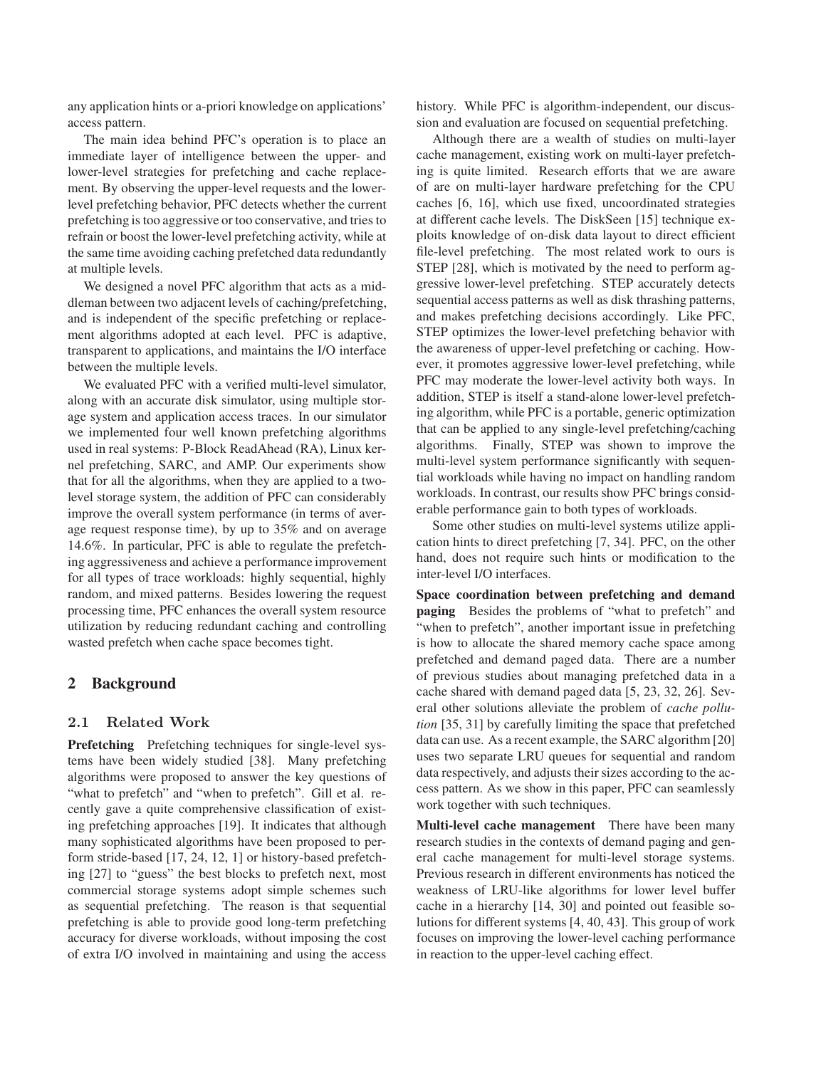any application hints or a-priori knowledge on applications' access pattern.

The main idea behind PFC's operation is to place an immediate layer of intelligence between the upper- and lower-level strategies for prefetching and cache replacement. By observing the upper-level requests and the lower-level prefetching behavior, PFC detects whether the current prefetching is too aggressive or too conservative, and tries to refrain or boost the lower-level prefetching activity, while at the same time avoiding caching prefetched data redundantly at multiple levels.

We designed a novel PFC algorithm that acts as a middleman between two adjacent levels of caching/prefetching, and is independent of the specific prefetching or replacement algorithms adopted at each level. PFC is adaptive, transparent to applications, and maintains the I/O interface between the multiple levels.

We evaluated PFC with a verified multi-level simulator, along with an accurate disk simulator, using multiple storage system and application access traces. In our simulator we implemented four well known prefetching algorithms used in real systems: P-Block ReadAhead (RA), Linux kernel prefetching, SARC, and AMP. Our experiments show that for all the algorithms, when they are applied to a two-level storage system, the addition of PFC can considerably improve the overall system performance (in terms of average request response time), by up to 35% and on average 14.6%. In particular, PFC is able to regulate the prefetching aggressiveness and achieve a performance improvement for all types of trace workloads: highly sequential, highly random, and mixed patterns. Besides lowering the request processing time, PFC enhances the overall system resource utilization by reducing redundant caching and controlling wasted prefetch when cache space becomes tight.

## 2 Background

### 2.1 Related Work

**Prefetching** Prefetching techniques for single-level systems have been widely studied [38]. Many prefetching algorithms were proposed to answer the key questions of "what to prefetch" and "when to prefetch". Gill et al. recently gave a quite comprehensive classification of existing prefetching approaches [19]. It indicates that although many sophisticated algorithms have been proposed to perform stride-based [17, 24, 12, 1] or history-based prefetching [27] to "guess" the best blocks to prefetch next, most commercial storage systems adopt simple schemes such as sequential prefetching. The reason is that sequential prefetching is able to provide good long-term prefetching accuracy for diverse workloads, without imposing the cost of extra I/O involved in maintaining and using the access history. While PFC is algorithm-independent, our discussion and evaluation are focused on sequential prefetching.

Although there are a wealth of studies on multi-layer cache management, existing work on multi-layer prefetching is quite limited. Research efforts that we are aware of are on multi-layer hardware prefetching for the CPU caches [6, 16], which use fixed, uncoordinated strategies at different cache levels. The DiskSeen [15] technique exploits knowledge of on-disk data layout to direct efficient file-level prefetching. The most related work to ours is STEP [28], which is motivated by the need to perform aggressive lower-level prefetching. STEP accurately detects sequential access patterns as well as disk thrashing patterns, and makes prefetching decisions accordingly. Like PFC, STEP optimizes the lower-level prefetching behavior with the awareness of upper-level prefetching or caching. However, it promotes aggressive lower-level prefetching, while PFC may moderate the lower-level activity both ways. In addition, STEP is itself a stand-alone lower-level prefetching algorithm, while PFC is a portable, generic optimization that can be applied to any single-level prefetching/caching algorithms. Finally, STEP was shown to improve the multi-level system performance significantly with sequential workloads while having no impact on handling random workloads. In contrast, our results show PFC brings considerable performance gain to both types of workloads.

Some other studies on multi-level systems utilize application hints to direct prefetching [7, 34]. PFC, on the other hand, does not require such hints or modification to the inter-level I/O interfaces.

**Space coordination between prefetching and demand paging** Besides the problems of "what to prefetch" and "when to prefetch", another important issue in prefetching is how to allocate the shared memory cache space among prefetched and demand paged data. There are a number of previous studies about managing prefetched data in a cache shared with demand paged data [5, 23, 32, 26]. Several other solutions alleviate the problem of *cache pollution* [35, 31] by carefully limiting the space that prefetched data can use. As a recent example, the SARC algorithm [20] uses two separate LRU queues for sequential and random data respectively, and adjusts their sizes according to the access pattern. As we show in this paper, PFC can seamlessly work together with such techniques.

**Multi-level cache management** There have been many research studies in the contexts of demand paging and general cache management for multi-level storage systems. Previous research in different environments has noticed the weakness of LRU-like algorithms for lower level buffer cache in a hierarchy [14, 30] and pointed out feasible solutions for different systems [4, 40, 43]. This group of work focuses on improving the lower-level caching performance in reaction to the upper-level caching effect.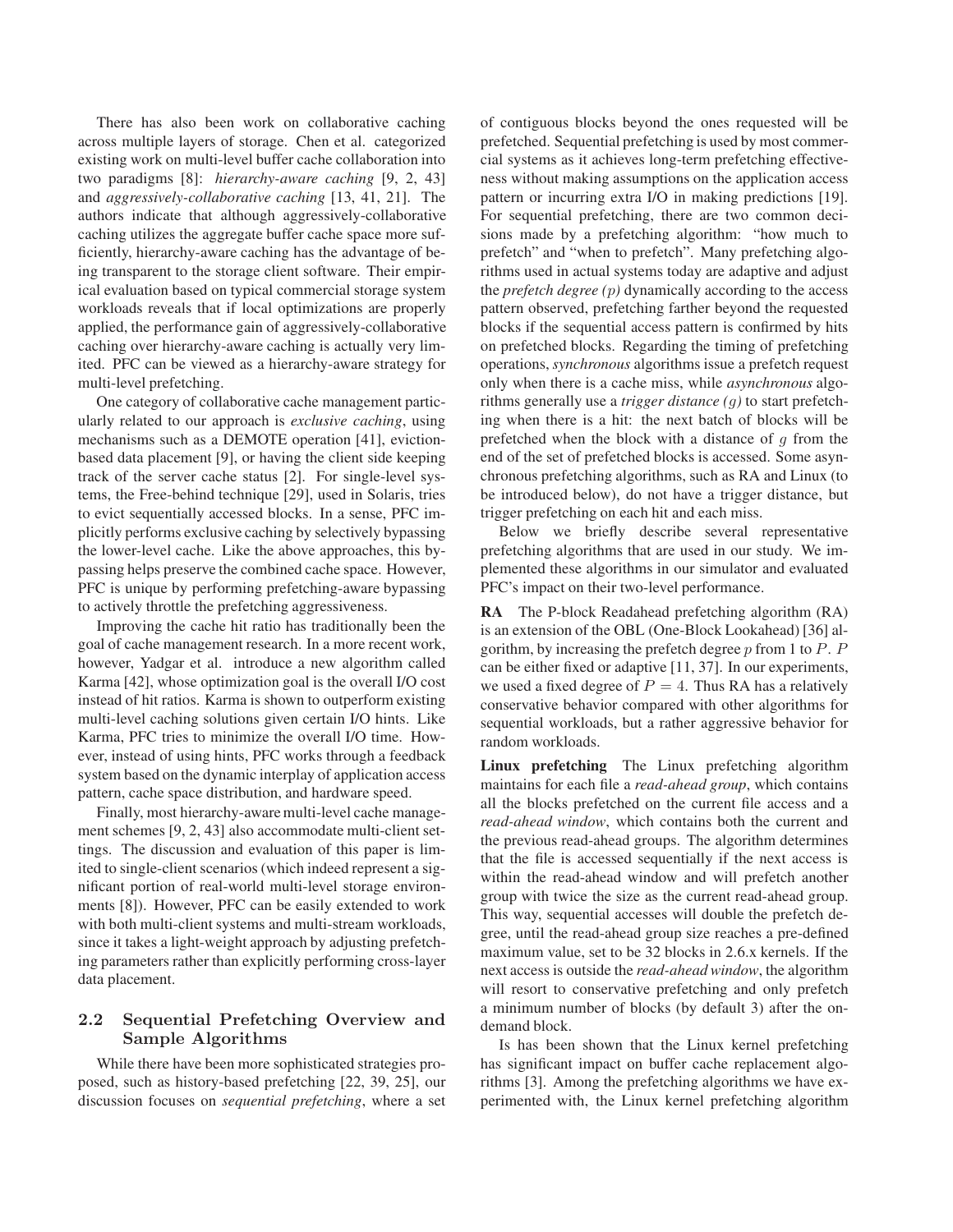There has also been work on collaborative caching across multiple layers of storage. Chen et al. categorized existing work on multi-level buffer cache collaboration into two paradigms [8]: *hierarchy-aware caching* [9, 2, 43] and *aggressively-collaborative caching* [13, 41, 21]. The authors indicate that although aggressively-collaborative caching utilizes the aggregate buffer cache space more sufficiently, hierarchy-aware caching has the advantage of being transparent to the storage client software. Their empirical evaluation based on typical commercial storage system workloads reveals that if local optimizations are properly applied, the performance gain of aggressively-collaborative caching over hierarchy-aware caching is actually very limited. PFC can be viewed as a hierarchy-aware strategy for multi-level prefetching.

One category of collaborative cache management particularly related to our approach is *exclusive caching*, using mechanisms such as a DEMOTE operation [41], eviction-based data placement [9], or having the client side keeping track of the server cache status [2]. For single-level systems, the Free-behind technique [29], used in Solaris, tries to evict sequentially accessed blocks. In a sense, PFC implicitly performs exclusive caching by selectively bypassing the lower-level cache. Like the above approaches, this bypassing helps preserve the combined cache space. However, PFC is unique by performing prefetching-aware bypassing to actively throttle the prefetching aggressiveness.

Improving the cache hit ratio has traditionally been the goal of cache management research. In a more recent work, however, Yadgar et al. introduce a new algorithm called Karma [42], whose optimization goal is the overall I/O cost instead of hit ratios. Karma is shown to outperform existing multi-level caching solutions given certain I/O hints. Like Karma, PFC tries to minimize the overall I/O time. However, instead of using hints, PFC works through a feedback system based on the dynamic interplay of application access pattern, cache space distribution, and hardware speed.

Finally, most hierarchy-aware multi-level cache management schemes [9, 2, 43] also accommodate multi-client settings. The discussion and evaluation of this paper is limited to single-client scenarios (which indeed represent a significant portion of real-world multi-level storage environments [8]). However, PFC can be easily extended to work with both multi-client systems and multi-stream workloads, since it takes a light-weight approach by adjusting prefetching parameters rather than explicitly performing cross-layer data placement.

## 2.2 Sequential Prefetching Overview and Sample Algorithms

While there have been more sophisticated strategies proposed, such as history-based prefetching [22, 39, 25], our discussion focuses on *sequential prefetching*, where a set of contiguous blocks beyond the ones requested will be prefetched. Sequential prefetching is used by most commercial systems as it achieves long-term prefetching effectiveness without making assumptions on the application access pattern or incurring extra I/O in making predictions [19]. For sequential prefetching, there are two common decisions made by a prefetching algorithm: "how much to prefetch" and "when to prefetch". Many prefetching algorithms used in actual systems today are adaptive and adjust the *prefetch degree* $(p)$ dynamically according to the access pattern observed, prefetching farther beyond the requested blocks if the sequential access pattern is confirmed by hits on prefetched blocks. Regarding the timing of prefetching operations, *synchronous* algorithms issue a prefetch request only when there is a cache miss, while *asynchronous* algorithms generally use a *trigger distance* $(g)$ to start prefetching when there is a hit: the next batch of blocks will be prefetched when the block with a distance of $g$ from the end of the set of prefetched blocks is accessed. Some asynchronous prefetching algorithms, such as RA and Linux (to be introduced below), do not have a trigger distance, but trigger prefetching on each hit and each miss.

Below we briefly describe several representative prefetching algorithms that are used in our study. We implemented these algorithms in our simulator and evaluated PFC's impact on their two-level performance.

**RA** The P-block Readahead prefetching algorithm (RA) is an extension of the OBL (One-Block Lookahead) [36] algorithm, by increasing the prefetch degree $p$ from 1 to $P$. $P$ can be either fixed or adaptive [11, 37]. In our experiments, we used a fixed degree of $P = 4$. Thus RA has a relatively conservative behavior compared with other algorithms for sequential workloads, but a rather aggressive behavior for random workloads.

**Linux prefetching** The Linux prefetching algorithm maintains for each file a *read-ahead group*, which contains all the blocks prefetched on the current file access and a *read-ahead window*, which contains both the current and the previous read-ahead groups. The algorithm determines that the file is accessed sequentially if the next access is within the read-ahead window and will prefetch another group with twice the size as the current read-ahead group. This way, sequential accesses will double the prefetch degree, until the read-ahead group size reaches a pre-defined maximum value, set to be 32 blocks in 2.6.x kernels. If the next access is outside the *read-ahead window*, the algorithm will resort to conservative prefetching and only prefetch a minimum number of blocks (by default 3) after the on-demand block.

Is has been shown that the Linux kernel prefetching has significant impact on buffer cache replacement algorithms [3]. Among the prefetching algorithms we have experimented with, the Linux kernel prefetching algorithm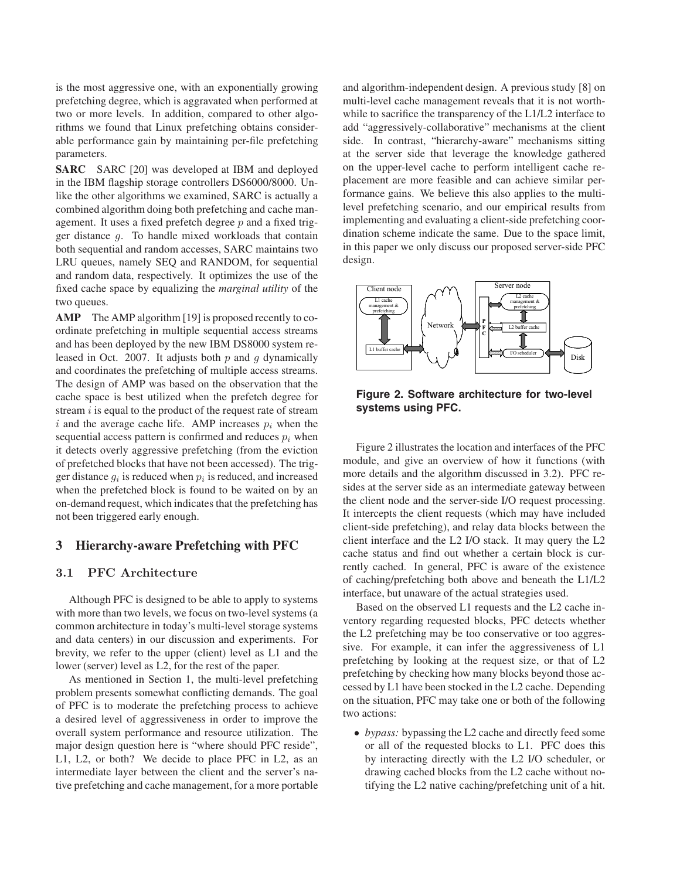is the most aggressive one, with an exponentially growing prefetching degree, which is aggravated when performed at two or more levels. In addition, compared to other algorithms we found that Linux prefetching obtains considerable performance gain by maintaining per-file prefetching parameters.

**SARC** SARC [20] was developed at IBM and deployed in the IBM flagship storage controllers DS6000/8000. Unlike the other algorithms we examined, SARC is actually a combined algorithm doing both prefetching and cache management. It uses a fixed prefetch degree $p$ and a fixed trigger distance $g$. To handle mixed workloads that contain both sequential and random accesses, SARC maintains two LRU queues, namely SEQ and RANDOM, for sequential and random data, respectively. It optimizes the use of the fixed cache space by equalizing the *marginal utility* of the two queues.

**AMP** The AMP algorithm [19] is proposed recently to coordinate prefetching in multiple sequential access streams and has been deployed by the new IBM DS8000 system released in Oct. 2007. It adjusts both $p$ and $g$ dynamically and coordinates the prefetching of multiple access streams. The design of AMP was based on the observation that the cache space is best utilized when the prefetch degree for stream $i$ is equal to the product of the request rate of stream $i$ and the average cache life. AMP increases $p_i$ when the sequential access pattern is confirmed and reduces $p_i$ when it detects overly aggressive prefetching (from the eviction of prefetched blocks that have not been accessed). The trigger distance $g_i$ is reduced when $p_i$ is reduced, and increased when the prefetched block is found to be waited on by an on-demand request, which indicates that the prefetching has not been triggered early enough.

## 3 Hierarchy-aware Prefetching with PFC

### 3.1 PFC Architecture

Although PFC is designed to be able to apply to systems with more than two levels, we focus on two-level systems (a common architecture in today's multi-level storage systems and data centers) in our discussion and experiments. For brevity, we refer to the upper (client) level as L1 and the lower (server) level as L2, for the rest of the paper.

As mentioned in Section 1, the multi-level prefetching problem presents somewhat conflicting demands. The goal of PFC is to moderate the prefetching process to achieve a desired level of aggressiveness in order to improve the overall system performance and resource utilization. The major design question here is "where should PFC reside", L1, L2, or both? We decide to place PFC in L2, as an intermediate layer between the client and the server's native prefetching and cache management, for a more portable and algorithm-independent design. A previous study [8] on multi-level cache management reveals that it is not worthwhile to sacrifice the transparency of the L1/L2 interface to add "aggressively-collaborative" mechanisms at the client side. In contrast, "hierarchy-aware" mechanisms sitting at the server side that leverage the knowledge gathered on the upper-level cache to perform intelligent cache replacement are more feasible and can achieve similar performance gains. We believe this also applies to the multi-level prefetching scenario, and our empirical results from implementing and evaluating a client-side prefetching coordination scheme indicate the same. Due to the space limit, in this paper we only discuss our proposed server-side PFC design.

**Figure 2. Software architecture for two-level systems using PFC.**

Figure 2 illustrates the location and interfaces of the PFC module, and give an overview of how it functions (with more details and the algorithm discussed in 3.2). PFC resides at the server side as an intermediate gateway between the client node and the server-side I/O request processing. It intercepts the client requests (which may have included client-side prefetching), and relay data blocks between the client interface and the L2 I/O stack. It may query the L2 cache status and find out whether a certain block is currently cached. In general, PFC is aware of the existence of caching/prefetching both above and beneath the L1/L2 interface, but unaware of the actual strategies used.

Based on the observed L1 requests and the L2 cache inventory regarding requested blocks, PFC detects whether the L2 prefetching may be too conservative or too aggressive. For example, it can infer the aggressiveness of L1 prefetching by looking at the request size, or that of L2 prefetching by checking how many blocks beyond those accessed by L1 have been stocked in the L2 cache. Depending on the situation, PFC may take one or both of the following two actions:

- *bypass:* bypassing the L2 cache and directly feed some or all of the requested blocks to L1. PFC does this by interacting directly with the L2 I/O scheduler, or drawing cached blocks from the L2 cache without notifying the L2 native caching/prefetching unit of a hit.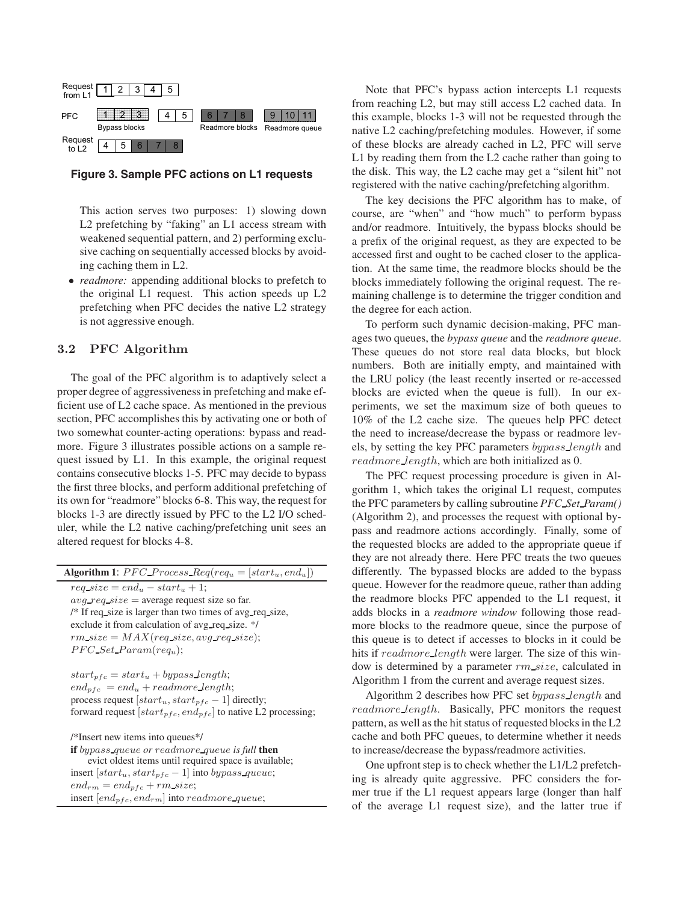Request from L1: 1 2 3 4 5

PFC: 1 2 3 | 4 5 | 6 7 8 | 9 10 11
Bypass blocks · Readmore blocks · Readmore queue

Request to L2: 4 5 6 7 8

**Figure 3. Sample PFC actions on L1 requests**

This action serves two purposes: 1) slowing down L2 prefetching by "faking" an L1 access stream with weakened sequential pattern, and 2) performing exclusive caching on sequentially accessed blocks by avoiding caching them in L2.

- *readmore:* appending additional blocks to prefetch to the original L1 request. This action speeds up L2 prefetching when PFC decides the native L2 strategy is not aggressive enough.

## 3.2 PFC Algorithm

The goal of the PFC algorithm is to adaptively select a proper degree of aggressiveness in prefetching and make efficient use of L2 cache space. As mentioned in the previous section, PFC accomplishes this by activating one or both of two somewhat counter-acting operations: bypass and readmore. Figure 3 illustrates possible actions on a sample request issued by L1. In this example, the original request contains consecutive blocks 1-5. PFC may decide to bypass the first three blocks, and perform additional prefetching of its own for "readmore" blocks 6-8. This way, the request for blocks 1-3 are directly issued by PFC to the L2 I/O scheduler, while the L2 native caching/prefetching unit sees an altered request for blocks 4-8.

**Algorithm 1**: $PFC\_Process\_Req(req_u = [start_u, end_u])$

$req\_size = end_u - start_u + 1$;
$avg\_req\_size$ = average request size so far.
/* If req_size is larger than two times of avg_req_size, exclude it from calculation of avg_req_size. */
$rm\_size = MAX(req\_size, avg\_req\_size)$;
$PFC\_Set\_Param(req_u)$;

$start_{pfc} = start_u + bypass\_length$;
$end_{pfc} = end_u + readmore\_length$;
process request $[start_u, start_{pfc} - 1]$ directly;
forward request $[start_{pfc}, end_{pfc}]$ to native L2 processing;

/*Insert new items into queues*/
**if** *bypass_queue or readmore_queue is full* **then**
  evict oldest items until required space is available;
insert $[start_u, start_{pfc} - 1]$ into $bypass\_queue$;
$end_{rm} = end_{pfc} + rm\_size$;
insert $[end_{pfc}, end_{rm}]$ into $readmore\_queue$;

Note that PFC's bypass action intercepts L1 requests from reaching L2, but may still access L2 cached data. In this example, blocks 1-3 will not be requested through the native L2 caching/prefetching modules. However, if some of these blocks are already cached in L2, PFC will serve L1 by reading them from the L2 cache rather than going to the disk. This way, the L2 cache may get a "silent hit" not registered with the native caching/prefetching algorithm.

The key decisions the PFC algorithm has to make, of course, are "when" and "how much" to perform bypass and/or readmore. Intuitively, the bypass blocks should be a prefix of the original request, as they are expected to be accessed first and ought to be cached closer to the application. At the same time, the readmore blocks should be the blocks immediately following the original request. The remaining challenge is to determine the trigger condition and the degree for each action.

To perform such dynamic decision-making, PFC manages two queues, the *bypass queue* and the *readmore queue*. These queues do not store real data blocks, but block numbers. Both are initially empty, and maintained with the LRU policy (the least recently inserted or re-accessed blocks are evicted when the queue is full). In our experiments, we set the maximum size of both queues to 10% of the L2 cache size. The queues help PFC detect the need to increase/decrease the bypass or readmore levels, by setting the key PFC parameters $bypass\_length$ and $readmore\_length$, which are both initialized as 0.

The PFC request processing procedure is given in Algorithm 1, which takes the original L1 request, computes the PFC parameters by calling subroutine *PFC_Set_Param()* (Algorithm 2), and processes the request with optional bypass and readmore actions accordingly. Finally, some of the requested blocks are added to the appropriate queue if they are not already there. Here PFC treats the two queues differently. The bypassed blocks are added to the bypass queue. However for the readmore queue, rather than adding the readmore blocks PFC appended to the L1 request, it adds blocks in a *readmore window* following those readmore blocks to the readmore queue, since the purpose of this queue is to detect if accesses to blocks in it could be hits if $readmore\_length$ were larger. The size of this window is determined by a parameter $rm\_size$, calculated in Algorithm 1 from the current and average request sizes.

Algorithm 2 describes how PFC set $bypass\_length$ and $readmore\_length$. Basically, PFC monitors the request pattern, as well as the hit status of requested blocks in the L2 cache and both PFC queues, to determine whether it needs to increase/decrease the bypass/readmore activities.

One upfront step is to check whether the L1/L2 prefetching is already quite aggressive. PFC considers the former true if the L1 request appears large (longer than half of the average L1 request size), and the latter true if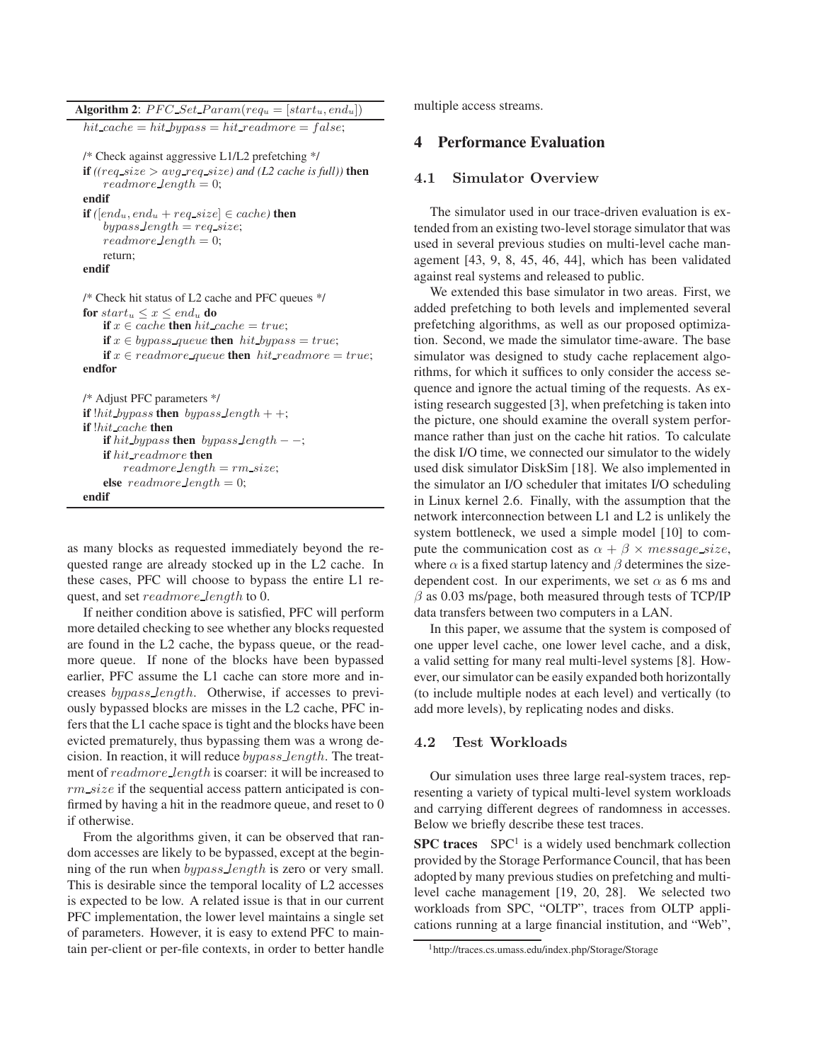**Algorithm 2**: $PFC\_Set\_Param(req_u = [start_u, end_u])$

```
hit_cache = hit_bypass = hit_readmore = false;

/* Check against aggressive L1/L2 prefetching */
if ((req_size > avg_req_size) and (L2 cache is full)) then
    readmore_length = 0;
endif
if ([end_u, end_u + req_size] ∈ cache) then
    bypass_length = req_size;
    readmore_length = 0;
    return;
endif

/* Check hit status of L2 cache and PFC queues */
for start_u ≤ x ≤ end_u do
    if x ∈ cache then hit_cache = true;
    if x ∈ bypass_queue then hit_bypass = true;
    if x ∈ readmore_queue then hit_readmore = true;
endfor

/* Adjust PFC parameters */
if !hit_bypass then bypass_length + +;
if !hit_cache then
    if hit_bypass then bypass_length − −;
    if hit_readmore then
        readmore_length = rm_size;
    else readmore_length = 0;
endif
```

as many blocks as requested immediately beyond the requested range are already stocked up in the L2 cache. In these cases, PFC will choose to bypass the entire L1 request, and set $readmore\_length$ to 0.

If neither condition above is satisfied, PFC will perform more detailed checking to see whether any blocks requested are found in the L2 cache, the bypass queue, or the readmore queue. If none of the blocks have been bypassed earlier, PFC assume the L1 cache can store more and increases $bypass\_length$. Otherwise, if accesses to previously bypassed blocks are misses in the L2 cache, PFC infers that the L1 cache space is tight and the blocks have been evicted prematurely, thus bypassing them was a wrong decision. In reaction, it will reduce $bypass\_length$. The treatment of $readmore\_length$ is coarser: it will be increased to $rm\_size$ if the sequential access pattern anticipated is confirmed by having a hit in the readmore queue, and reset to 0 if otherwise.

From the algorithms given, it can be observed that random accesses are likely to be bypassed, except at the beginning of the run when $bypass\_length$ is zero or very small. This is desirable since the temporal locality of L2 accesses is expected to be low. A related issue is that in our current PFC implementation, the lower level maintains a single set of parameters. However, it is easy to extend PFC to maintain per-client or per-file contexts, in order to better handle multiple access streams.

## 4 Performance Evaluation

### 4.1 Simulator Overview

The simulator used in our trace-driven evaluation is extended from an existing two-level storage simulator that was used in several previous studies on multi-level cache management [43, 9, 8, 45, 46, 44], which has been validated against real systems and released to public.

We extended this base simulator in two areas. First, we added prefetching to both levels and implemented several prefetching algorithms, as well as our proposed optimization. Second, we made the simulator time-aware. The base simulator was designed to study cache replacement algorithms, for which it suffices to only consider the access sequence and ignore the actual timing of the requests. As existing research suggested [3], when prefetching is taken into the picture, one should examine the overall system performance rather than just on the cache hit ratios. To calculate the disk I/O time, we connected our simulator to the widely used disk simulator DiskSim [18]. We also implemented in the simulator an I/O scheduler that imitates I/O scheduling in Linux kernel 2.6. Finally, with the assumption that the network interconnection between L1 and L2 is unlikely the system bottleneck, we used a simple model [10] to compute the communication cost as $\alpha + \beta \times message\_size$, where $\alpha$ is a fixed startup latency and $\beta$ determines the size-dependent cost. In our experiments, we set $\alpha$ as 6 ms and $\beta$ as 0.03 ms/page, both measured through tests of TCP/IP data transfers between two computers in a LAN.

In this paper, we assume that the system is composed of one upper level cache, one lower level cache, and a disk, a valid setting for many real multi-level systems [8]. However, our simulator can be easily expanded both horizontally (to include multiple nodes at each level) and vertically (to add more levels), by replicating nodes and disks.

### 4.2 Test Workloads

Our simulation uses three large real-system traces, representing a variety of typical multi-level system workloads and carrying different degrees of randomness in accesses. Below we briefly describe these test traces.

**SPC traces** SPC[1] is a widely used benchmark collection provided by the Storage Performance Council, that has been adopted by many previous studies on prefetching and multi-level cache management [19, 20, 28]. We selected two workloads from SPC, "OLTP", traces from OLTP applications running at a large financial institution, and "Web",

[1] http://traces.cs.umass.edu/index.php/Storage/Storage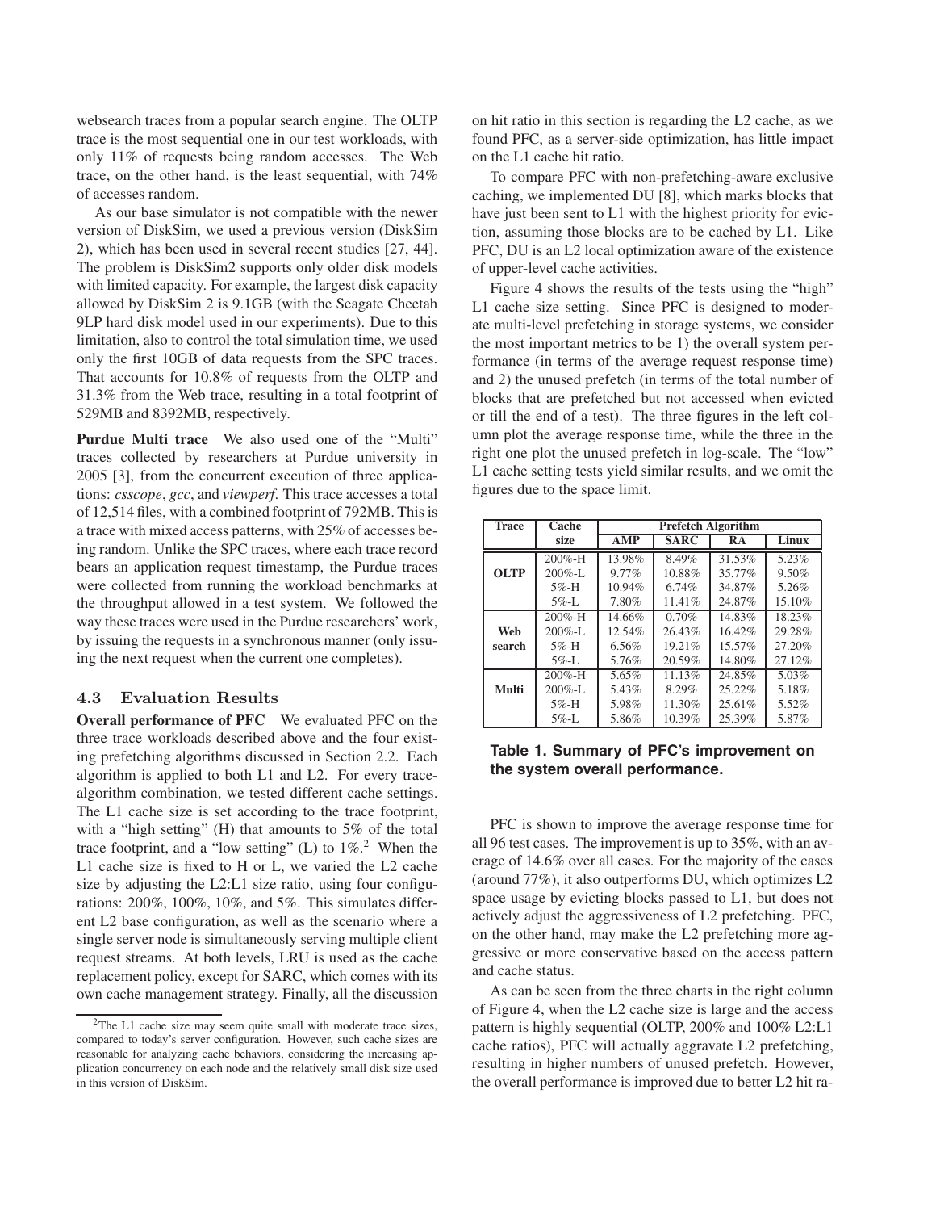websearch traces from a popular search engine. The OLTP trace is the most sequential one in our test workloads, with only 11% of requests being random accesses. The Web trace, on the other hand, is the least sequential, with 74% of accesses random.

As our base simulator is not compatible with the newer version of DiskSim, we used a previous version (DiskSim 2), which has been used in several recent studies [27, 44]. The problem is DiskSim2 supports only older disk models with limited capacity. For example, the largest disk capacity allowed by DiskSim 2 is 9.1GB (with the Seagate Cheetah 9LP hard disk model used in our experiments). Due to this limitation, also to control the total simulation time, we used only the first 10GB of data requests from the SPC traces. That accounts for 10.8% of requests from the OLTP and 31.3% from the Web trace, resulting in a total footprint of 529MB and 8392MB, respectively.

**Purdue Multi trace** We also used one of the "Multi" traces collected by researchers at Purdue university in 2005 [3], from the concurrent execution of three applications: *csscope*, *gcc*, and *viewperf*. This trace accesses a total of 12,514 files, with a combined footprint of 792MB. This is a trace with mixed access patterns, with 25% of accesses being random. Unlike the SPC traces, where each trace record bears an application request timestamp, the Purdue traces were collected from running the workload benchmarks at the throughput allowed in a test system. We followed the way these traces were used in the Purdue researchers' work, by issuing the requests in a synchronous manner (only issuing the next request when the current one completes).

### 4.3 Evaluation Results

**Overall performance of PFC** We evaluated PFC on the three trace workloads described above and the four existing prefetching algorithms discussed in Section 2.2. Each algorithm is applied to both L1 and L2. For every trace-algorithm combination, we tested different cache settings. The L1 cache size is set according to the trace footprint, with a "high setting" (H) that amounts to 5% of the total trace footprint, and a "low setting" (L) to 1%.[2] When the L1 cache size is fixed to H or L, we varied the L2 cache size by adjusting the L2:L1 size ratio, using four configurations: 200%, 100%, 10%, and 5%. This simulates different L2 base configuration, as well as the scenario where a single server node is simultaneously serving multiple client request streams. At both levels, LRU is used as the cache replacement policy, except for SARC, which comes with its own cache management strategy. Finally, all the discussion on hit ratio in this section is regarding the L2 cache, as we found PFC, as a server-side optimization, has little impact on the L1 cache hit ratio.

To compare PFC with non-prefetching-aware exclusive caching, we implemented DU [8], which marks blocks that have just been sent to L1 with the highest priority for eviction, assuming those blocks are to be cached by L1. Like PFC, DU is an L2 local optimization aware of the existence of upper-level cache activities.

Figure 4 shows the results of the tests using the "high" L1 cache size setting. Since PFC is designed to moderate multi-level prefetching in storage systems, we consider the most important metrics to be 1) the overall system performance (in terms of the average request response time) and 2) the unused prefetch (in terms of the total number of blocks that are prefetched but not accessed when evicted or till the end of a test). The three figures in the left column plot the average response time, while the three in the right one plot the unused prefetch in log-scale. The "low" L1 cache setting tests yield similar results, and we omit the figures due to the space limit.

| Trace | Cache size | Prefetch Algorithm | | | |
|---|---|---|---|---|---|
| | | AMP | SARC | RA | Linux |
| OLTP | 200%-H | 13.98% | 8.49% | 31.53% | 5.23% |
| | 200%-L | 9.77% | 10.88% | 35.77% | 9.50% |
| | 5%-H | 10.94% | 6.74% | 34.87% | 5.26% |
| | 5%-L | 7.80% | 11.41% | 24.87% | 15.10% |
| Web search | 200%-H | 14.66% | 0.70% | 14.83% | 18.23% |
| | 200%-L | 12.54% | 26.43% | 16.42% | 29.28% |
| | 5%-H | 6.56% | 19.21% | 15.57% | 27.20% |
| | 5%-L | 5.76% | 20.59% | 14.80% | 27.12% |
| Multi | 200%-H | 5.65% | 11.13% | 24.85% | 5.03% |
| | 200%-L | 5.43% | 8.29% | 25.22% | 5.18% |
| | 5%-H | 5.98% | 11.30% | 25.61% | 5.52% |
| | 5%-L | 5.86% | 10.39% | 25.39% | 5.87% |

**Table 1. Summary of PFC's improvement on the system overall performance.**

PFC is shown to improve the average response time for all 96 test cases. The improvement is up to 35%, with an average of 14.6% over all cases. For the majority of the cases (around 77%), it also outperforms DU, which optimizes L2 space usage by evicting blocks passed to L1, but does not actively adjust the aggressiveness of L2 prefetching. PFC, on the other hand, may make the L2 prefetching more aggressive or more conservative based on the access pattern and cache status.

As can be seen from the three charts in the right column of Figure 4, when the L2 cache size is large and the access pattern is highly sequential (OLTP, 200% and 100% L2:L1 cache ratios), PFC will actually aggravate L2 prefetching, resulting in higher numbers of unused prefetch. However, the overall performance is improved due to better L2 hit ra-

[2] The L1 cache size may seem quite small with moderate trace sizes, compared to today's server configuration. However, such cache sizes are reasonable for analyzing cache behaviors, considering the increasing application concurrency on each node and the relatively small disk size used in this version of DiskSim.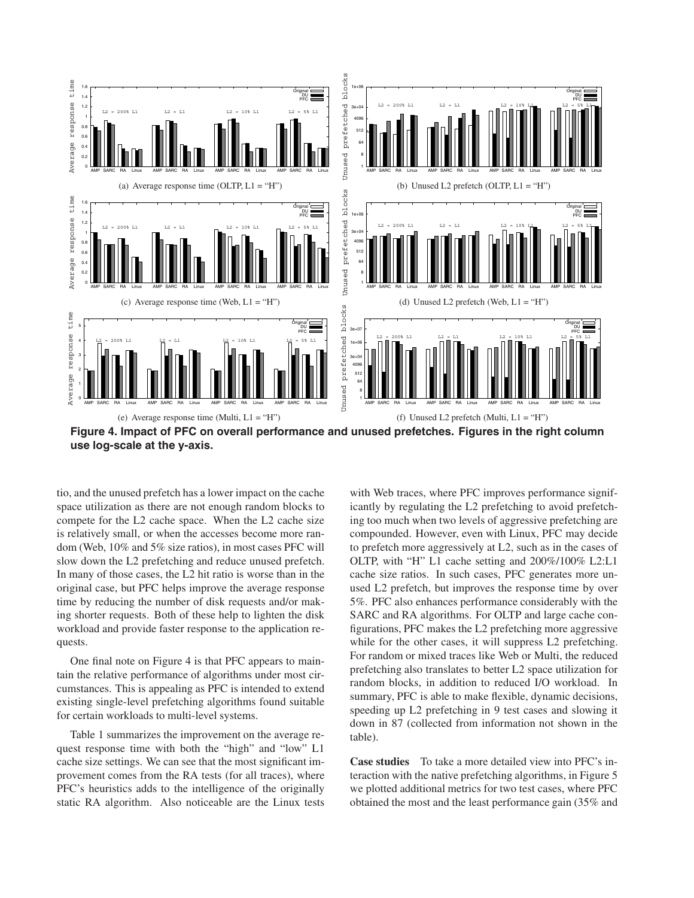(a) Average response time (OLTP, L1 = "H")

(b) Unused L2 prefetch (OLTP, L1 = "H")

(c) Average response time (Web, L1 = "H")

(d) Unused L2 prefetch (Web, L1 = "H")

(e) Average response time (Multi, L1 = "H")

(f) Unused L2 prefetch (Multi, L1 = "H")

**Figure 4. Impact of PFC on overall performance and unused prefetches. Figures in the right column use log-scale at the y-axis.**

tio, and the unused prefetch has a lower impact on the cache space utilization as there are not enough random blocks to compete for the L2 cache space. When the L2 cache size is relatively small, or when the accesses become more random (Web, 10% and 5% size ratios), in most cases PFC will slow down the L2 prefetching and reduce unused prefetch. In many of those cases, the L2 hit ratio is worse than in the original case, but PFC helps improve the average response time by reducing the number of disk requests and/or making shorter requests. Both of these help to lighten the disk workload and provide faster response to the application requests.

One final note on Figure 4 is that PFC appears to maintain the relative performance of algorithms under most circumstances. This is appealing as PFC is intended to extend existing single-level prefetching algorithms found suitable for certain workloads to multi-level systems.

Table 1 summarizes the improvement on the average request response time with both the "high" and "low" L1 cache size settings. We can see that the most significant improvement comes from the RA tests (for all traces), where PFC's heuristics adds to the intelligence of the originally static RA algorithm. Also noticeable are the Linux tests with Web traces, where PFC improves performance significantly by regulating the L2 prefetching to avoid prefetching too much when two levels of aggressive prefetching are compounded. However, even with Linux, PFC may decide to prefetch more aggressively at L2, such as in the cases of OLTP, with "H" L1 cache setting and 200%/100% L2:L1 cache size ratios. In such cases, PFC generates more unused L2 prefetch, but improves the response time by over 5%. PFC also enhances performance considerably with the SARC and RA algorithms. For OLTP and large cache configurations, PFC makes the L2 prefetching more aggressive while for the other cases, it will suppress L2 prefetching. For random or mixed traces like Web or Multi, the reduced prefetching also translates to better L2 space utilization for random blocks, in addition to reduced I/O workload. In summary, PFC is able to make flexible, dynamic decisions, speeding up L2 prefetching in 9 test cases and slowing it down in 87 (collected from information not shown in the table).

**Case studies** To take a more detailed view into PFC's interaction with the native prefetching algorithms, in Figure 5 we plotted additional metrics for two test cases, where PFC obtained the most and the least performance gain (35% and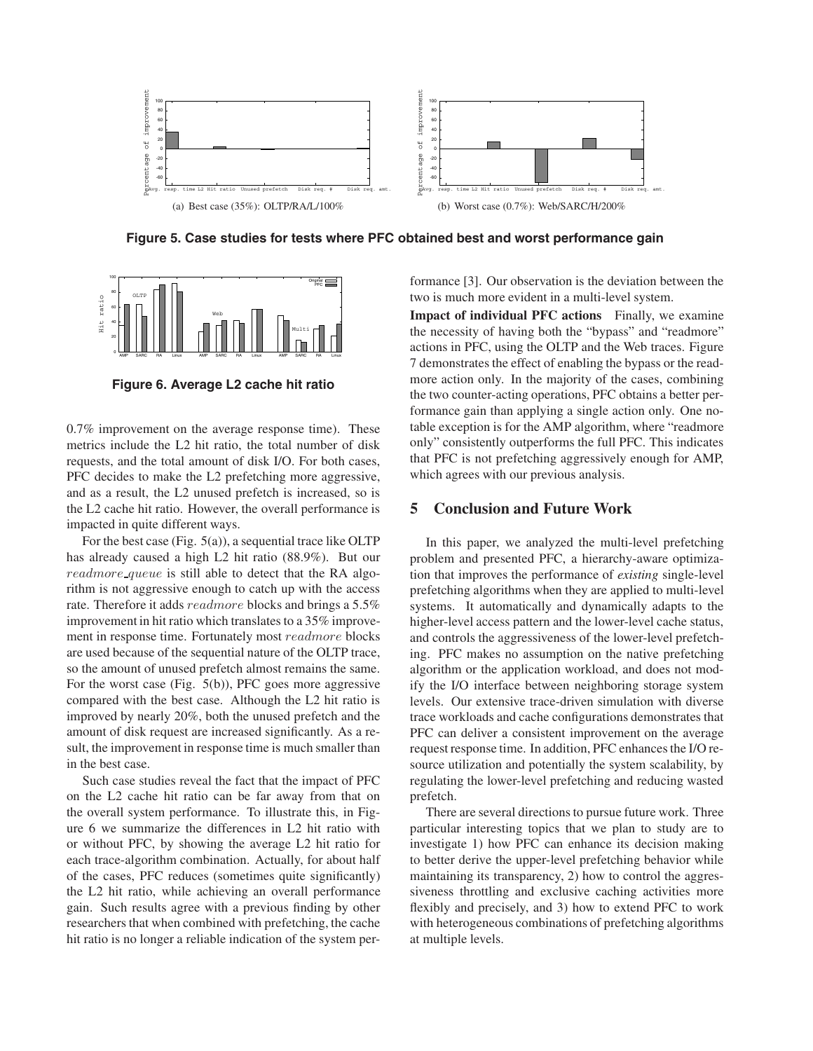(a) Best case (35%): OLTP/RA/L/100%

(b) Worst case (0.7%): Web/SARC/H/200%

**Figure 5. Case studies for tests where PFC obtained best and worst performance gain**

**Figure 6. Average L2 cache hit ratio**

0.7% improvement on the average response time). These metrics include the L2 hit ratio, the total number of disk requests, and the total amount of disk I/O. For both cases, PFC decides to make the L2 prefetching more aggressive, and as a result, the L2 unused prefetch is increased, so is the L2 cache hit ratio. However, the overall performance is impacted in quite different ways.

For the best case (Fig. 5(a)), a sequential trace like OLTP has already caused a high L2 hit ratio (88.9%). But our *readmore_queue* is still able to detect that the RA algorithm is not aggressive enough to catch up with the access rate. Therefore it adds *readmore* blocks and brings a 5.5% improvement in hit ratio which translates to a 35% improvement in response time. Fortunately most *readmore* blocks are used because of the sequential nature of the OLTP trace, so the amount of unused prefetch almost remains the same. For the worst case (Fig. 5(b)), PFC goes more aggressive compared with the best case. Although the L2 hit ratio is improved by nearly 20%, both the unused prefetch and the amount of disk request are increased significantly. As a result, the improvement in response time is much smaller than in the best case.

Such case studies reveal the fact that the impact of PFC on the L2 cache hit ratio can be far away from that on the overall system performance. To illustrate this, in Figure 6 we summarize the differences in L2 hit ratio with or without PFC, by showing the average L2 hit ratio for each trace-algorithm combination. Actually, for about half of the cases, PFC reduces (sometimes quite significantly) the L2 hit ratio, while achieving an overall performance gain. Such results agree with a previous finding by other researchers that when combined with prefetching, the cache hit ratio is no longer a reliable indication of the system performance [3]. Our observation is the deviation between the two is much more evident in a multi-level system.

**Impact of individual PFC actions** Finally, we examine the necessity of having both the "bypass" and "readmore" actions in PFC, using the OLTP and the Web traces. Figure 7 demonstrates the effect of enabling the bypass or the readmore action only. In the majority of the cases, combining the two counter-acting operations, PFC obtains a better performance gain than applying a single action only. One notable exception is for the AMP algorithm, where "readmore only" consistently outperforms the full PFC. This indicates that PFC is not prefetching aggressively enough for AMP, which agrees with our previous analysis.

## 5 Conclusion and Future Work

In this paper, we analyzed the multi-level prefetching problem and presented PFC, a hierarchy-aware optimization that improves the performance of *existing* single-level prefetching algorithms when they are applied to multi-level systems. It automatically and dynamically adapts to the higher-level access pattern and the lower-level cache status, and controls the aggressiveness of the lower-level prefetching. PFC makes no assumption on the native prefetching algorithm or the application workload, and does not modify the I/O interface between neighboring storage system levels. Our extensive trace-driven simulation with diverse trace workloads and cache configurations demonstrates that PFC can deliver a consistent improvement on the average request response time. In addition, PFC enhances the I/O resource utilization and potentially the system scalability, by regulating the lower-level prefetching and reducing wasted prefetch.

There are several directions to pursue future work. Three particular interesting topics that we plan to study are to investigate 1) how PFC can enhance its decision making to better derive the upper-level prefetching behavior while maintaining its transparency, 2) how to control the aggressiveness throttling and exclusive caching activities more flexibly and precisely, and 3) how to extend PFC to work with heterogeneous combinations of prefetching algorithms at multiple levels.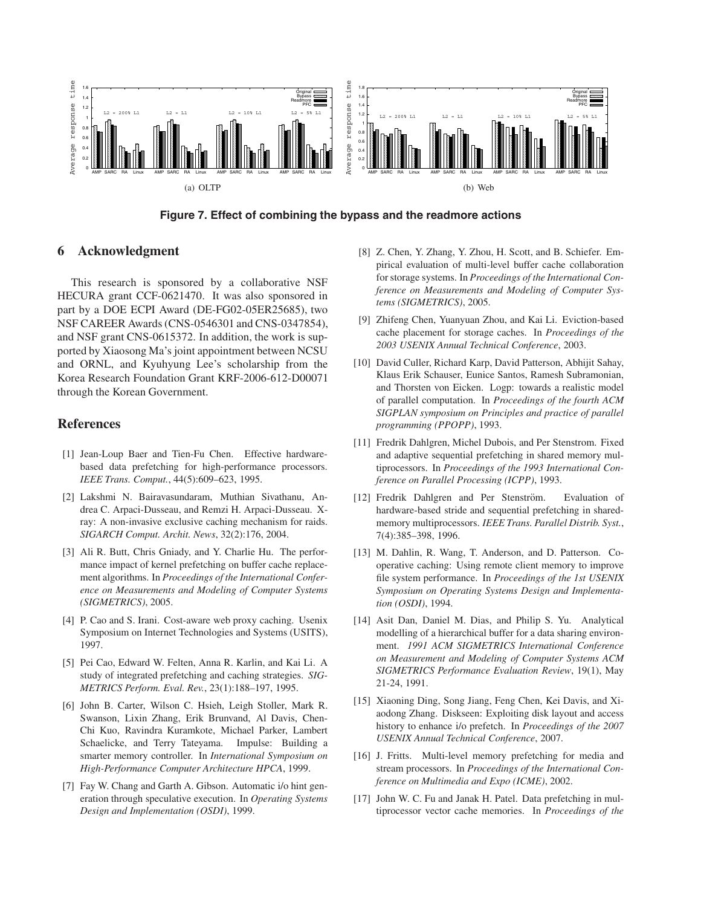(a) OLTP

(b) Web

**Figure 7. Effect of combining the bypass and the readmore actions**

## 6 Acknowledgment

This research is sponsored by a collaborative NSF HECURA grant CCF-0621470. It was also sponsored in part by a DOE ECPI Award (DE-FG02-05ER25685), two NSF CAREER Awards (CNS-0546301 and CNS-0347854), and NSF grant CNS-0615372. In addition, the work is supported by Xiaosong Ma's joint appointment between NCSU and ORNL, and Kyuhyung Lee's scholarship from the Korea Research Foundation Grant KRF-2006-612-D00071 through the Korean Government.

## References

[1] Jean-Loup Baer and Tien-Fu Chen. Effective hardware-based data prefetching for high-performance processors. *IEEE Trans. Comput.*, 44(5):609–623, 1995.

[2] Lakshmi N. Bairavasundaram, Muthian Sivathanu, Andrea C. Arpaci-Dusseau, and Remzi H. Arpaci-Dusseau. X-ray: A non-invasive exclusive caching mechanism for raids. *SIGARCH Comput. Archit. News*, 32(2):176, 2004.

[3] Ali R. Butt, Chris Gniady, and Y. Charlie Hu. The performance impact of kernel prefetching on buffer cache replacement algorithms. In *Proceedings of the International Conference on Measurements and Modeling of Computer Systems (SIGMETRICS)*, 2005.

[4] P. Cao and S. Irani. Cost-aware web proxy caching. Usenix Symposium on Internet Technologies and Systems (USITS), 1997.

[5] Pei Cao, Edward W. Felten, Anna R. Karlin, and Kai Li. A study of integrated prefetching and caching strategies. *SIGMETRICS Perform. Eval. Rev.*, 23(1):188–197, 1995.

[6] John B. Carter, Wilson C. Hsieh, Leigh Stoller, Mark R. Swanson, Lixin Zhang, Erik Brunvand, Al Davis, Chen-Chi Kuo, Ravindra Kuramkote, Michael Parker, Lambert Schaelicke, and Terry Tateyama. Impulse: Building a smarter memory controller. In *International Symposium on High-Performance Computer Architecture HPCA*, 1999.

[7] Fay W. Chang and Garth A. Gibson. Automatic i/o hint generation through speculative execution. In *Operating Systems Design and Implementation (OSDI)*, 1999.

[8] Z. Chen, Y. Zhang, Y. Zhou, H. Scott, and B. Schiefer. Empirical evaluation of multi-level buffer cache collaboration for storage systems. In *Proceedings of the International Conference on Measurements and Modeling of Computer Systems (SIGMETRICS)*, 2005.

[9] Zhifeng Chen, Yuanyuan Zhou, and Kai Li. Eviction-based cache placement for storage caches. In *Proceedings of the 2003 USENIX Annual Technical Conference*, 2003.

[10] David Culler, Richard Karp, David Patterson, Abhijit Sahay, Klaus Erik Schauser, Eunice Santos, Ramesh Subramonian, and Thorsten von Eicken. Logp: towards a realistic model of parallel computation. In *Proceedings of the fourth ACM SIGPLAN symposium on Principles and practice of parallel programming (PPOPP)*, 1993.

[11] Fredrik Dahlgren, Michel Dubois, and Per Stenstrom. Fixed and adaptive sequential prefetching in shared memory multiprocessors. In *Proceedings of the 1993 International Conference on Parallel Processing (ICPP)*, 1993.

[12] Fredrik Dahlgren and Per Stenström. Evaluation of hardware-based stride and sequential prefetching in shared-memory multiprocessors. *IEEE Trans. Parallel Distrib. Syst.*, 7(4):385–398, 1996.

[13] M. Dahlin, R. Wang, T. Anderson, and D. Patterson. Cooperative caching: Using remote client memory to improve file system performance. In *Proceedings of the 1st USENIX Symposium on Operating Systems Design and Implementation (OSDI)*, 1994.

[14] Asit Dan, Daniel M. Dias, and Philip S. Yu. Analytical modelling of a hierarchical buffer for a data sharing environment. *1991 ACM SIGMETRICS International Conference on Measurement and Modeling of Computer Systems ACM SIGMETRICS Performance Evaluation Review*, 19(1), May 21-24, 1991.

[15] Xiaoning Ding, Song Jiang, Feng Chen, Kei Davis, and Xiaodong Zhang. Diskseen: Exploiting disk layout and access history to enhance i/o prefetch. In *Proceedings of the 2007 USENIX Annual Technical Conference*, 2007.

[16] J. Fritts. Multi-level memory prefetching for media and stream processors. In *Proceedings of the International Conference on Multimedia and Expo (ICME)*, 2002.

[17] John W. C. Fu and Janak H. Patel. Data prefetching in multiprocessor vector cache memories. In *Proceedings of the*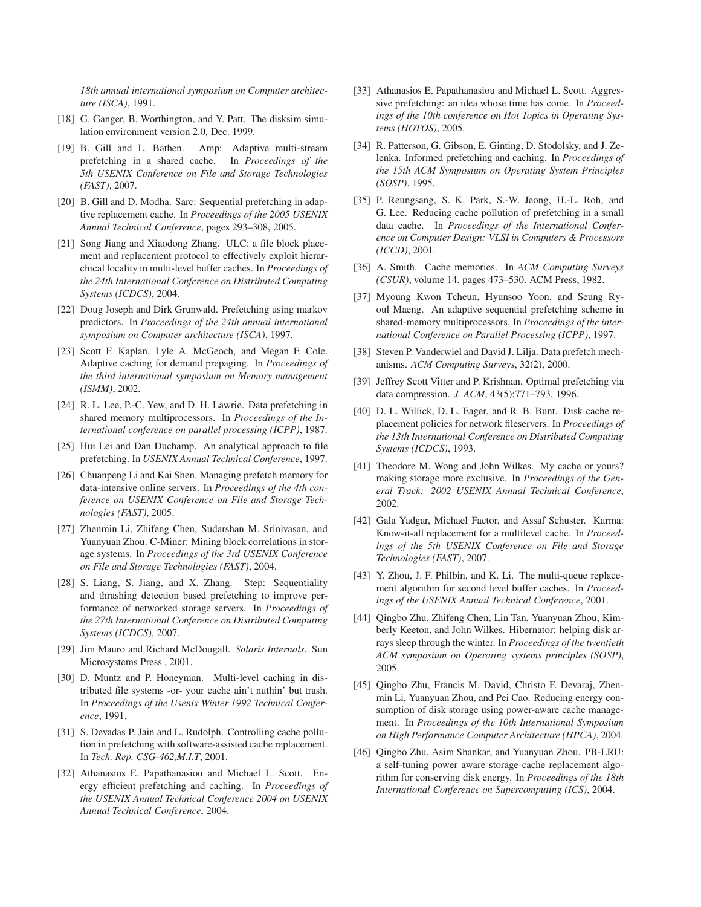*18th annual international symposium on Computer architecture (ISCA)*, 1991.

[18] G. Ganger, B. Worthington, and Y. Patt. The disksim simulation environment version 2.0, Dec. 1999.

[19] B. Gill and L. Bathen. Amp: Adaptive multi-stream prefetching in a shared cache. In *Proceedings of the 5th USENIX Conference on File and Storage Technologies (FAST)*, 2007.

[20] B. Gill and D. Modha. Sarc: Sequential prefetching in adaptive replacement cache. In *Proceedings of the 2005 USENIX Annual Technical Conference*, pages 293–308, 2005.

[21] Song Jiang and Xiaodong Zhang. ULC: a file block placement and replacement protocol to effectively exploit hierarchical locality in multi-level buffer caches. In *Proceedings of the 24th International Conference on Distributed Computing Systems (ICDCS)*, 2004.

[22] Doug Joseph and Dirk Grunwald. Prefetching using markov predictors. In *Proceedings of the 24th annual international symposium on Computer architecture (ISCA)*, 1997.

[23] Scott F. Kaplan, Lyle A. McGeoch, and Megan F. Cole. Adaptive caching for demand prepaging. In *Proceedings of the third international symposium on Memory management (ISMM)*, 2002.

[24] R. L. Lee, P.-C. Yew, and D. H. Lawrie. Data prefetching in shared memory multiprocessors. In *Proceedings of the International conference on parallel processing (ICPP)*, 1987.

[25] Hui Lei and Dan Duchamp. An analytical approach to file prefetching. In *USENIX Annual Technical Conference*, 1997.

[26] Chuanpeng Li and Kai Shen. Managing prefetch memory for data-intensive online servers. In *Proceedings of the 4th conference on USENIX Conference on File and Storage Technologies (FAST)*, 2005.

[27] Zhenmin Li, Zhifeng Chen, Sudarshan M. Srinivasan, and Yuanyuan Zhou. C-Miner: Mining block correlations in storage systems. In *Proceedings of the 3rd USENIX Conference on File and Storage Technologies (FAST)*, 2004.

[28] S. Liang, S. Jiang, and X. Zhang. Step: Sequentiality and thrashing detection based prefetching to improve performance of networked storage servers. In *Proceedings of the 27th International Conference on Distributed Computing Systems (ICDCS)*, 2007.

[29] Jim Mauro and Richard McDougall. *Solaris Internals*. Sun Microsystems Press , 2001.

[30] D. Muntz and P. Honeyman. Multi-level caching in distributed file systems -or- your cache ain't nuthin' but trash. In *Proceedings of the Usenix Winter 1992 Technical Conference*, 1991.

[31] S. Devadas P. Jain and L. Rudolph. Controlling cache pollution in prefetching with software-assisted cache replacement. In *Tech. Rep. CSG-462,M.I.T*, 2001.

[32] Athanasios E. Papathanasiou and Michael L. Scott. Energy efficient prefetching and caching. In *Proceedings of the USENIX Annual Technical Conference 2004 on USENIX Annual Technical Conference*, 2004.

[33] Athanasios E. Papathanasiou and Michael L. Scott. Aggressive prefetching: an idea whose time has come. In *Proceedings of the 10th conference on Hot Topics in Operating Systems (HOTOS)*, 2005.

[34] R. Patterson, G. Gibson, E. Ginting, D. Stodolsky, and J. Zelenka. Informed prefetching and caching. In *Proceedings of the 15th ACM Symposium on Operating System Principles (SOSP)*, 1995.

[35] P. Reungsang, S. K. Park, S.-W. Jeong, H.-L. Roh, and G. Lee. Reducing cache pollution of prefetching in a small data cache. In *Proceedings of the International Conference on Computer Design: VLSI in Computers & Processors (ICCD)*, 2001.

[36] A. Smith. Cache memories. In *ACM Computing Surveys (CSUR)*, volume 14, pages 473–530. ACM Press, 1982.

[37] Myoung Kwon Tcheun, Hyunsoo Yoon, and Seung Ryoul Maeng. An adaptive sequential prefetching scheme in shared-memory multiprocessors. In *Proceedings of the international Conference on Parallel Processing (ICPP)*, 1997.

[38] Steven P. Vanderwiel and David J. Lilja. Data prefetch mechanisms. *ACM Computing Surveys*, 32(2), 2000.

[39] Jeffrey Scott Vitter and P. Krishnan. Optimal prefetching via data compression. *J. ACM*, 43(5):771–793, 1996.

[40] D. L. Willick, D. L. Eager, and R. B. Bunt. Disk cache replacement policies for network fileservers. In *Proceedings of the 13th International Conference on Distributed Computing Systems (ICDCS)*, 1993.

[41] Theodore M. Wong and John Wilkes. My cache or yours? making storage more exclusive. In *Proceedings of the General Track: 2002 USENIX Annual Technical Conference*, 2002.

[42] Gala Yadgar, Michael Factor, and Assaf Schuster. Karma: Know-it-all replacement for a multilevel cache. In *Proceedings of the 5th USENIX Conference on File and Storage Technologies (FAST)*, 2007.

[43] Y. Zhou, J. F. Philbin, and K. Li. The multi-queue replacement algorithm for second level buffer caches. In *Proceedings of the USENIX Annual Technical Conference*, 2001.

[44] Qingbo Zhu, Zhifeng Chen, Lin Tan, Yuanyuan Zhou, Kimberly Keeton, and John Wilkes. Hibernator: helping disk arrays sleep through the winter. In *Proceedings of the twentieth ACM symposium on Operating systems principles (SOSP)*, 2005.

[45] Qingbo Zhu, Francis M. David, Christo F. Devaraj, Zhenmin Li, Yuanyuan Zhou, and Pei Cao. Reducing energy consumption of disk storage using power-aware cache management. In *Proceedings of the 10th International Symposium on High Performance Computer Architecture (HPCA)*, 2004.

[46] Qingbo Zhu, Asim Shankar, and Yuanyuan Zhou. PB-LRU: a self-tuning power aware storage cache replacement algorithm for conserving disk energy. In *Proceedings of the 18th International Conference on Supercomputing (ICS)*, 2004.